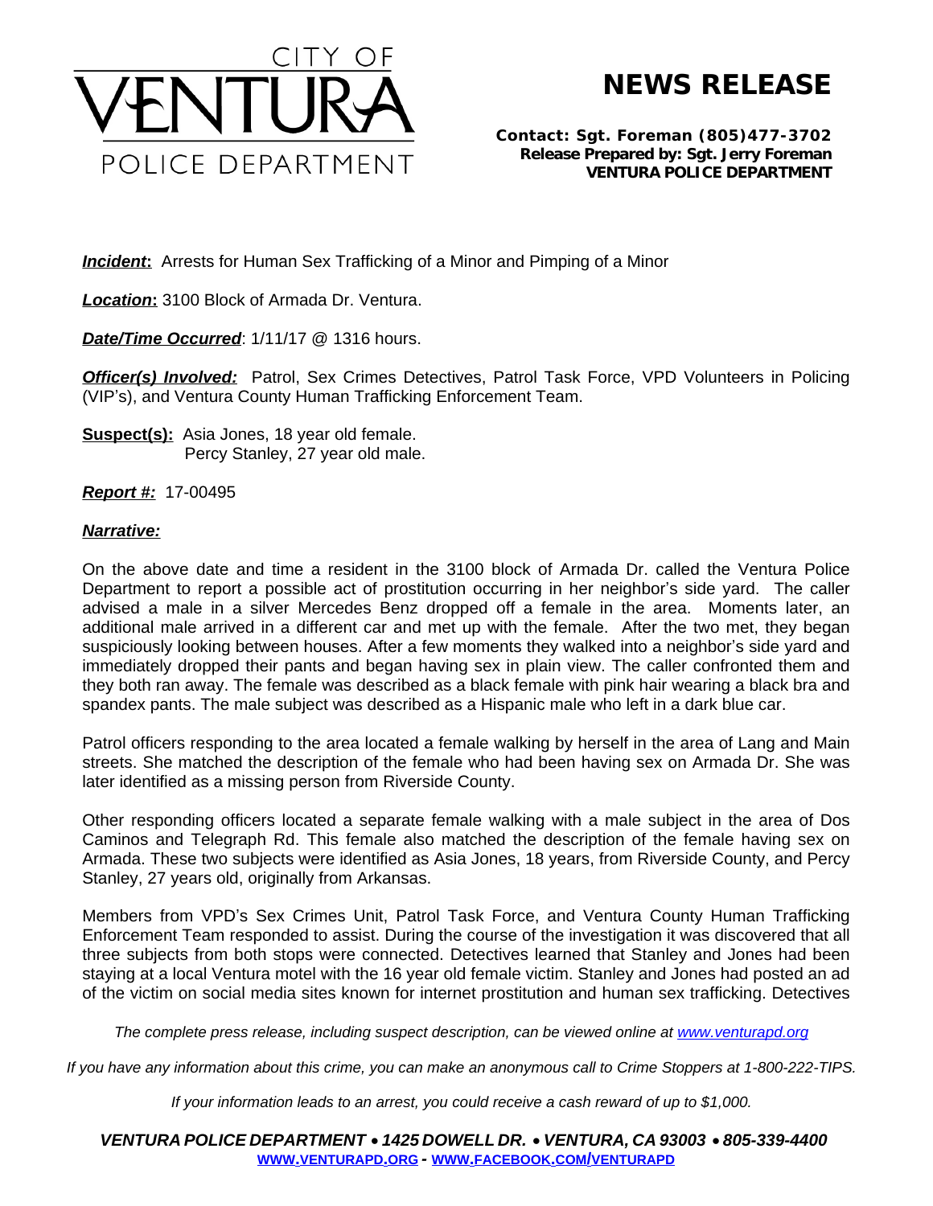CITY OF VENTURA POLICE DEPARTMENT

# NEWS RELEASE

**Contact: Sgt. Foreman (805)477-3702**
**Release Prepared by: Sgt. Jerry Foreman**
**VENTURA POLICE DEPARTMENT**

***Incident*:** Arrests for Human Sex Trafficking of a Minor and Pimping of a Minor

***Location*:** 3100 Block of Armada Dr. Ventura.

***Date/Time Occurred***: 1/11/17 @ 1316 hours.

***Officer(s) Involved:*** Patrol, Sex Crimes Detectives, Patrol Task Force, VPD Volunteers in Policing (VIP's), and Ventura County Human Trafficking Enforcement Team.

**Suspect(s):** Asia Jones, 18 year old female.
Percy Stanley, 27 year old male.

***Report #:*** 17-00495

***Narrative:***

On the above date and time a resident in the 3100 block of Armada Dr. called the Ventura Police Department to report a possible act of prostitution occurring in her neighbor's side yard. The caller advised a male in a silver Mercedes Benz dropped off a female in the area. Moments later, an additional male arrived in a different car and met up with the female. After the two met, they began suspiciously looking between houses. After a few moments they walked into a neighbor's side yard and immediately dropped their pants and began having sex in plain view. The caller confronted them and they both ran away. The female was described as a black female with pink hair wearing a black bra and spandex pants. The male subject was described as a Hispanic male who left in a dark blue car.

Patrol officers responding to the area located a female walking by herself in the area of Lang and Main streets. She matched the description of the female who had been having sex on Armada Dr. She was later identified as a missing person from Riverside County.

Other responding officers located a separate female walking with a male subject in the area of Dos Caminos and Telegraph Rd. This female also matched the description of the female having sex on Armada. These two subjects were identified as Asia Jones, 18 years, from Riverside County, and Percy Stanley, 27 years old, originally from Arkansas.

Members from VPD's Sex Crimes Unit, Patrol Task Force, and Ventura County Human Trafficking Enforcement Team responded to assist. During the course of the investigation it was discovered that all three subjects from both stops were connected. Detectives learned that Stanley and Jones had been staying at a local Ventura motel with the 16 year old female victim. Stanley and Jones had posted an ad of the victim on social media sites known for internet prostitution and human sex trafficking. Detectives

*The complete press release, including suspect description, can be viewed online at www.venturapd.org*

*If you have any information about this crime, you can make an anonymous call to Crime Stoppers at 1-800-222-TIPS.*

*If your information leads to an arrest, you could receive a cash reward of up to $1,000.*

***VENTURA POLICE DEPARTMENT • 1425 DOWELL DR. • VENTURA, CA 93003 • 805-339-4400***
**WWW.VENTURAPD.ORG - WWW.FACEBOOK.COM/VENTURAPD**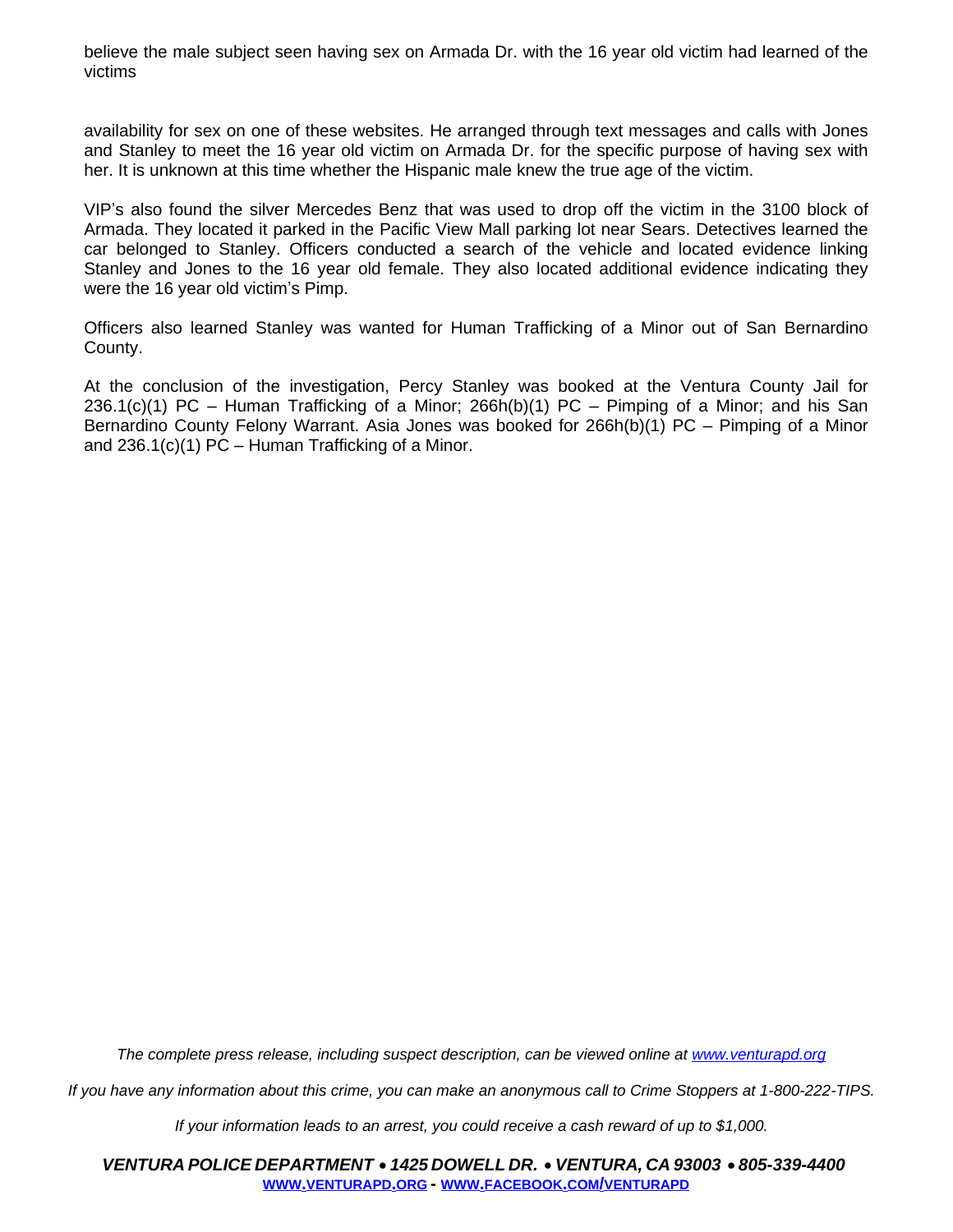believe the male subject seen having sex on Armada Dr. with the 16 year old victim had learned of the victims

availability for sex on one of these websites. He arranged through text messages and calls with Jones and Stanley to meet the 16 year old victim on Armada Dr. for the specific purpose of having sex with her. It is unknown at this time whether the Hispanic male knew the true age of the victim.

VIP's also found the silver Mercedes Benz that was used to drop off the victim in the 3100 block of Armada. They located it parked in the Pacific View Mall parking lot near Sears. Detectives learned the car belonged to Stanley. Officers conducted a search of the vehicle and located evidence linking Stanley and Jones to the 16 year old female. They also located additional evidence indicating they were the 16 year old victim's Pimp.

Officers also learned Stanley was wanted for Human Trafficking of a Minor out of San Bernardino County.

At the conclusion of the investigation, Percy Stanley was booked at the Ventura County Jail for 236.1(c)(1) PC – Human Trafficking of a Minor; 266h(b)(1) PC – Pimping of a Minor; and his San Bernardino County Felony Warrant. Asia Jones was booked for 266h(b)(1) PC – Pimping of a Minor and 236.1(c)(1) PC – Human Trafficking of a Minor.

*The complete press release, including suspect description, can be viewed online at www.venturapd.org*

*If you have any information about this crime, you can make an anonymous call to Crime Stoppers at 1-800-222-TIPS.*

*If your information leads to an arrest, you could receive a cash reward of up to $1,000.*

***VENTURA POLICE DEPARTMENT • 1425 DOWELL DR. • VENTURA, CA 93003 • 805-339-4400***

**WWW.VENTURAPD.ORG - WWW.FACEBOOK.COM/VENTURAPD**